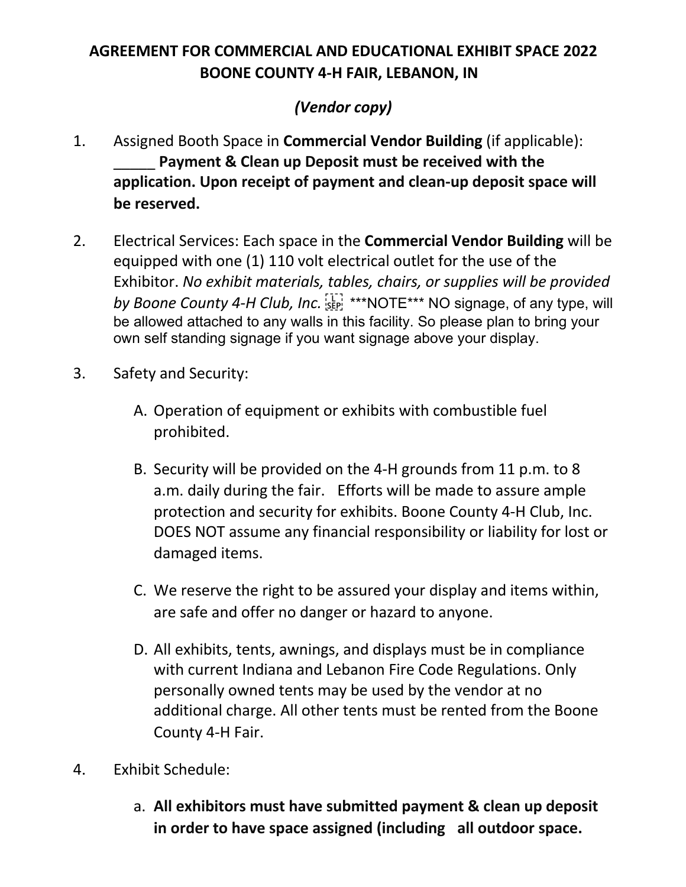**AGREEMENT FOR COMMERCIAL AND EDUCATIONAL EXHIBIT SPACE 2022**
**BOONE COUNTY 4-H FAIR, LEBANON, IN**

***(Vendor copy)***

1. Assigned Booth Space in **Commercial Vendor Building** (if applicable): _____ **Payment & Clean up Deposit must be received with the application. Upon receipt of payment and clean-up deposit space will be reserved.**

2. Electrical Services: Each space in the **Commercial Vendor Building** will be equipped with one (1) 110 volt electrical outlet for the use of the Exhibitor. *No exhibit materials, tables, chairs, or supplies will be provided by Boone County 4-H Club, Inc.* ***NOTE*** NO signage, of any type, will be allowed attached to any walls in this facility. So please plan to bring your own self standing signage if you want signage above your display.

3. Safety and Security:

   A. Operation of equipment or exhibits with combustible fuel prohibited.

   B. Security will be provided on the 4-H grounds from 11 p.m. to 8 a.m. daily during the fair. Efforts will be made to assure ample protection and security for exhibits. Boone County 4-H Club, Inc. DOES NOT assume any financial responsibility or liability for lost or damaged items.

   C. We reserve the right to be assured your display and items within, are safe and offer no danger or hazard to anyone.

   D. All exhibits, tents, awnings, and displays must be in compliance with current Indiana and Lebanon Fire Code Regulations. Only personally owned tents may be used by the vendor at no additional charge. All other tents must be rented from the Boone County 4-H Fair.

4. Exhibit Schedule:

   a. **All exhibitors must have submitted payment & clean up deposit in order to have space assigned (including all outdoor space.**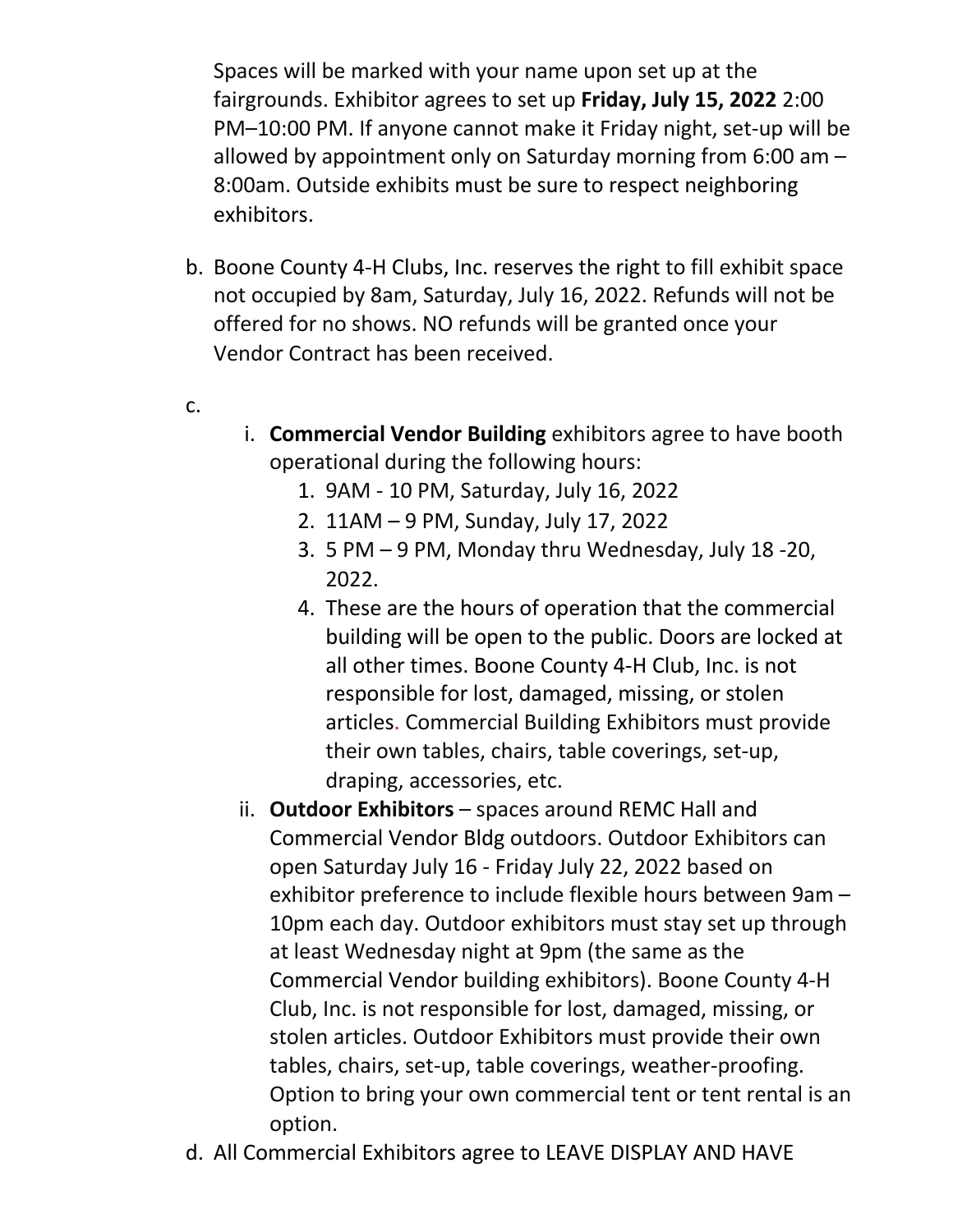Spaces will be marked with your name upon set up at the fairgrounds. Exhibitor agrees to set up **Friday, July 15, 2022** 2:00 PM–10:00 PM. If anyone cannot make it Friday night, set-up will be allowed by appointment only on Saturday morning from 6:00 am – 8:00am. Outside exhibits must be sure to respect neighboring exhibitors.

b. Boone County 4-H Clubs, Inc. reserves the right to fill exhibit space not occupied by 8am, Saturday, July 16, 2022. Refunds will not be offered for no shows. NO refunds will be granted once your Vendor Contract has been received.

c.
   i. **Commercial Vendor Building** exhibitors agree to have booth operational during the following hours:
      1. 9AM - 10 PM, Saturday, July 16, 2022
      2. 11AM – 9 PM, Sunday, July 17, 2022
      3. 5 PM – 9 PM, Monday thru Wednesday, July 18 -20, 2022.
      4. These are the hours of operation that the commercial building will be open to the public. Doors are locked at all other times. Boone County 4-H Club, Inc. is not responsible for lost, damaged, missing, or stolen articles. Commercial Building Exhibitors must provide their own tables, chairs, table coverings, set-up, draping, accessories, etc.

   ii. **Outdoor Exhibitors** – spaces around REMC Hall and Commercial Vendor Bldg outdoors. Outdoor Exhibitors can open Saturday July 16 - Friday July 22, 2022 based on exhibitor preference to include flexible hours between 9am – 10pm each day. Outdoor exhibitors must stay set up through at least Wednesday night at 9pm (the same as the Commercial Vendor building exhibitors). Boone County 4-H Club, Inc. is not responsible for lost, damaged, missing, or stolen articles. Outdoor Exhibitors must provide their own tables, chairs, set-up, table coverings, weather-proofing. Option to bring your own commercial tent or tent rental is an option.

d. All Commercial Exhibitors agree to LEAVE DISPLAY AND HAVE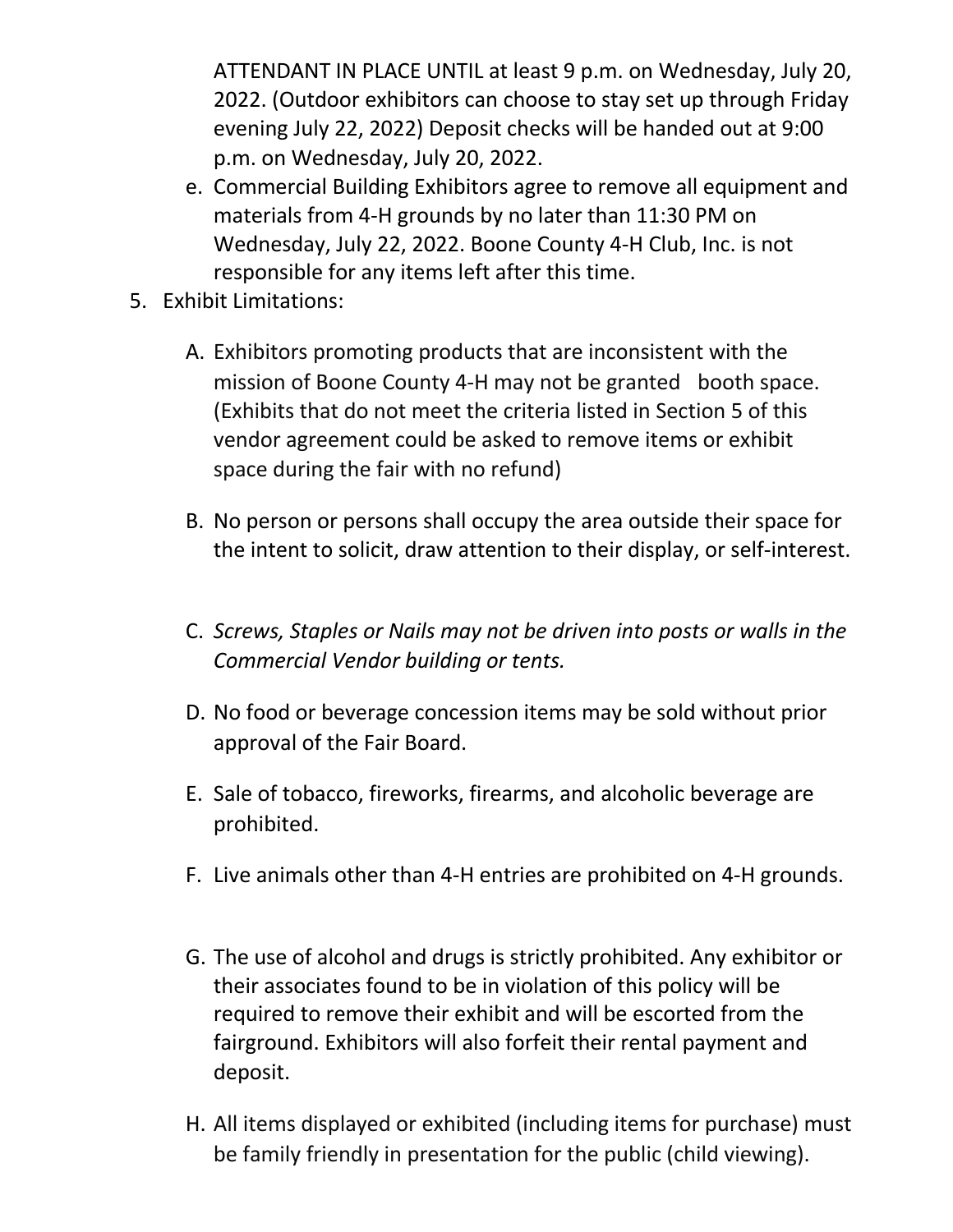ATTENDANT IN PLACE UNTIL at least 9 p.m. on Wednesday, July 20, 2022. (Outdoor exhibitors can choose to stay set up through Friday evening July 22, 2022) Deposit checks will be handed out at 9:00 p.m. on Wednesday, July 20, 2022.

e. Commercial Building Exhibitors agree to remove all equipment and materials from 4-H grounds by no later than 11:30 PM on Wednesday, July 22, 2022. Boone County 4-H Club, Inc. is not responsible for any items left after this time.

5. Exhibit Limitations:

   A. Exhibitors promoting products that are inconsistent with the mission of Boone County 4-H may not be granted booth space. (Exhibits that do not meet the criteria listed in Section 5 of this vendor agreement could be asked to remove items or exhibit space during the fair with no refund)

   B. No person or persons shall occupy the area outside their space for the intent to solicit, draw attention to their display, or self-interest.

   C. *Screws, Staples or Nails may not be driven into posts or walls in the Commercial Vendor building or tents.*

   D. No food or beverage concession items may be sold without prior approval of the Fair Board.

   E. Sale of tobacco, fireworks, firearms, and alcoholic beverage are prohibited.

   F. Live animals other than 4-H entries are prohibited on 4-H grounds.

   G. The use of alcohol and drugs is strictly prohibited. Any exhibitor or their associates found to be in violation of this policy will be required to remove their exhibit and will be escorted from the fairground. Exhibitors will also forfeit their rental payment and deposit.

   H. All items displayed or exhibited (including items for purchase) must be family friendly in presentation for the public (child viewing).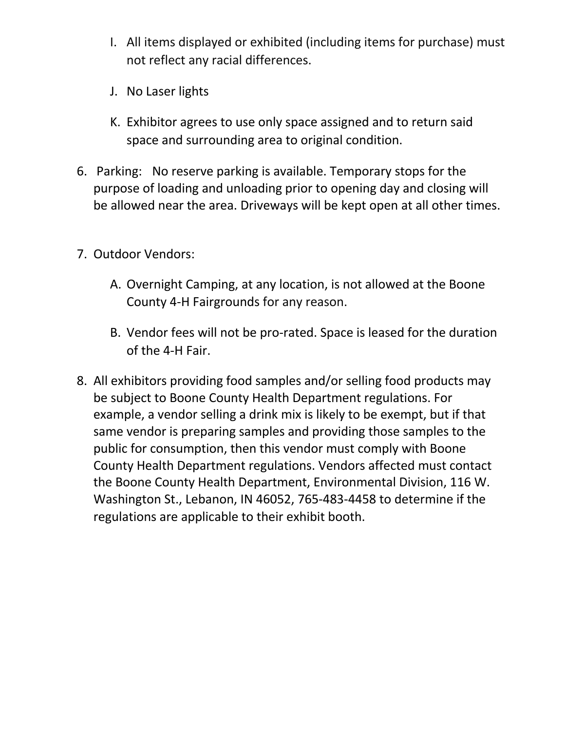I. All items displayed or exhibited (including items for purchase) must not reflect any racial differences.

J. No Laser lights

K. Exhibitor agrees to use only space assigned and to return said space and surrounding area to original condition.

6. Parking: No reserve parking is available. Temporary stops for the purpose of loading and unloading prior to opening day and closing will be allowed near the area. Driveways will be kept open at all other times.

7. Outdoor Vendors:

   A. Overnight Camping, at any location, is not allowed at the Boone County 4-H Fairgrounds for any reason.

   B. Vendor fees will not be pro-rated. Space is leased for the duration of the 4-H Fair.

8. All exhibitors providing food samples and/or selling food products may be subject to Boone County Health Department regulations. For example, a vendor selling a drink mix is likely to be exempt, but if that same vendor is preparing samples and providing those samples to the public for consumption, then this vendor must comply with Boone County Health Department regulations. Vendors affected must contact the Boone County Health Department, Environmental Division, 116 W. Washington St., Lebanon, IN 46052, 765-483-4458 to determine if the regulations are applicable to their exhibit booth.